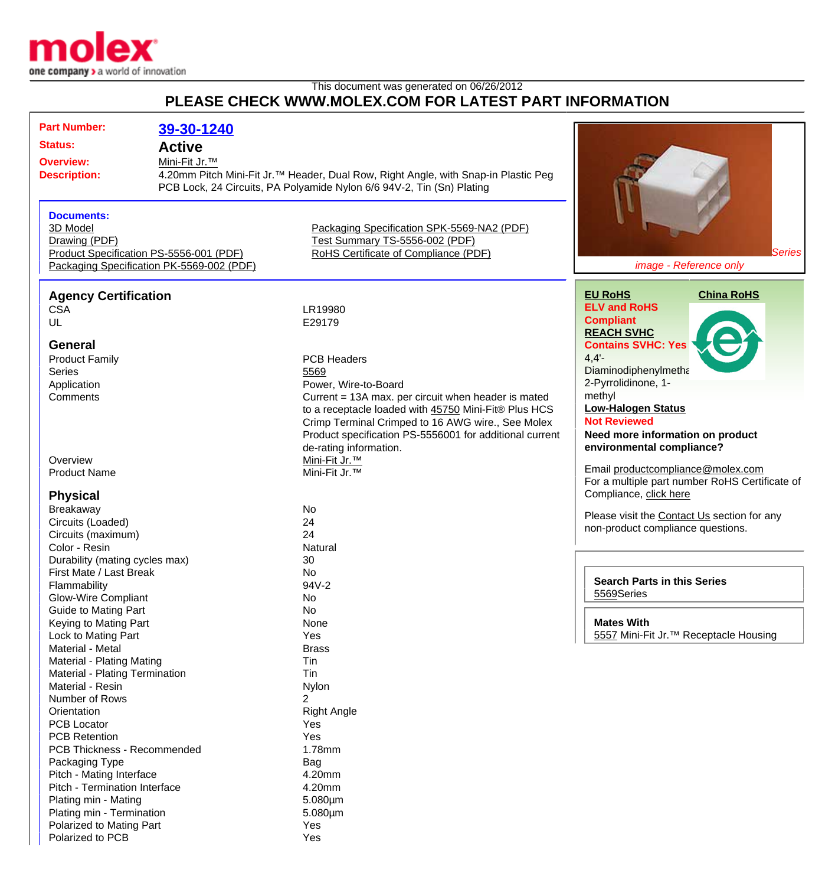This document was generated on 06/26/2012

# PLEASE CHECK WWW.MOLEX.COM FOR LATEST PART INFORMATION

| | |
|---|---|
| **Part Number:** | **39-30-1240** |
| **Status:** | **Active** |
| **Overview:** | Mini-Fit Jr.™ |
| **Description:** | 4.20mm Pitch Mini-Fit Jr.™ Header, Dual Row, Right Angle, with Snap-in Plastic Peg PCB Lock, 24 Circuits, PA Polyamide Nylon 6/6 94V-2, Tin (Sn) Plating |

*Series image - Reference only*

**Documents:**

- 3D Model
- Drawing (PDF)
- Product Specification PS-5556-001 (PDF)
- Packaging Specification PK-5569-002 (PDF)
- Packaging Specification SPK-5569-NA2 (PDF)
- Test Summary TS-5556-002 (PDF)
- RoHS Certificate of Compliance (PDF)

**EU RoHS** **China RoHS**

**ELV and RoHS Compliant**

**REACH SVHC**

**Contains SVHC: Yes**

4,4'-Diaminodiphenylmethane, 2-Pyrrolidinone, 1-methyl

**Low-Halogen Status**

**Not Reviewed**

**Need more information on product environmental compliance?**

Email productcompliance@molex.com

For a multiple part number RoHS Certificate of Compliance, click here

Please visit the Contact Us section for any non-product compliance questions.

**Search Parts in this Series**

5569Series

**Mates With**

5557 Mini-Fit Jr.™ Receptacle Housing

## Agency Certification

| | |
|---|---|
| CSA | LR19980 |
| UL | E29179 |

## General

| | |
|---|---|
| Product Family | PCB Headers |
| Series | 5569 |
| Application | Power, Wire-to-Board |
| Comments | Current = 13A max. per circuit when header is mated to a receptacle loaded with 45750 Mini-Fit® Plus HCS Crimp Terminal Crimped to 16 AWG wire., See Molex Product specification PS-5556001 for additional current de-rating information. |
| Overview | Mini-Fit Jr.™ |
| Product Name | Mini-Fit Jr.™ |

## Physical

| | |
|---|---|
| Breakaway | No |
| Circuits (Loaded) | 24 |
| Circuits (maximum) | 24 |
| Color - Resin | Natural |
| Durability (mating cycles max) | 30 |
| First Mate / Last Break | No |
| Flammability | 94V-2 |
| Glow-Wire Compliant | No |
| Guide to Mating Part | No |
| Keying to Mating Part | None |
| Lock to Mating Part | Yes |
| Material - Metal | Brass |
| Material - Plating Mating | Tin |
| Material - Plating Termination | Tin |
| Material - Resin | Nylon |
| Number of Rows | 2 |
| Orientation | Right Angle |
| PCB Locator | Yes |
| PCB Retention | Yes |
| PCB Thickness - Recommended | 1.78mm |
| Packaging Type | Bag |
| Pitch - Mating Interface | 4.20mm |
| Pitch - Termination Interface | 4.20mm |
| Plating min - Mating | 5.080µm |
| Plating min - Termination | 5.080µm |
| Polarized to Mating Part | Yes |
| Polarized to PCB | Yes |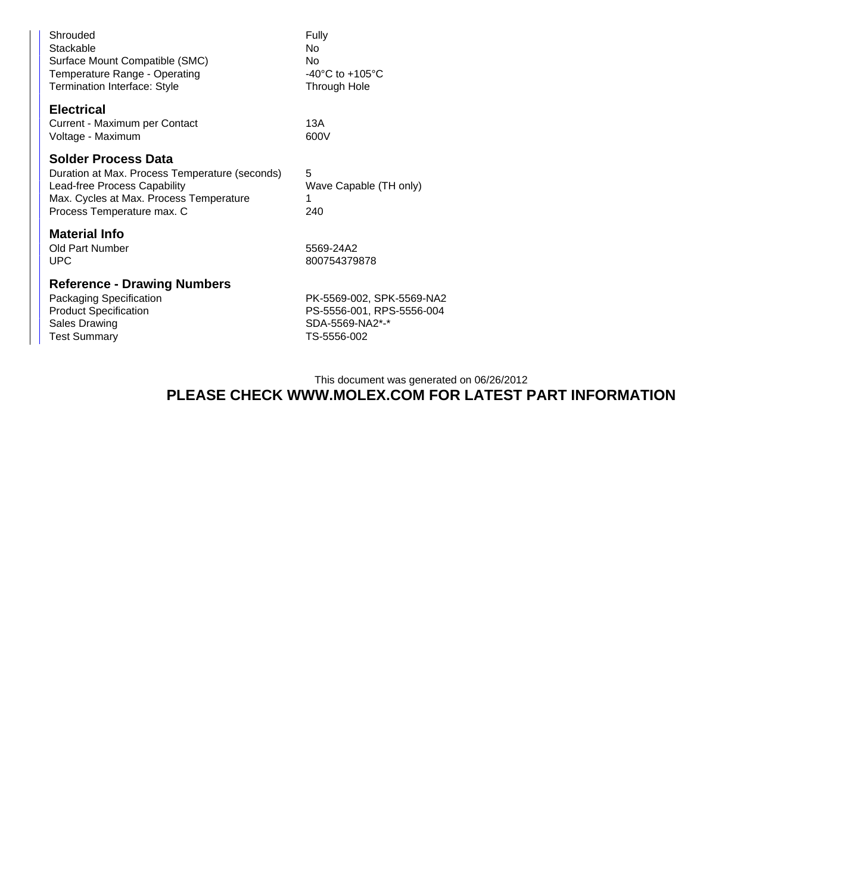| | |
|---|---|
| Shrouded | Fully |
| Stackable | No |
| Surface Mount Compatible (SMC) | No |
| Temperature Range - Operating | -40°C to +105°C |
| Termination Interface: Style | Through Hole |

## Electrical

| | |
|---|---|
| Current - Maximum per Contact | 13A |
| Voltage - Maximum | 600V |

## Solder Process Data

| | |
|---|---|
| Duration at Max. Process Temperature (seconds) | 5 |
| Lead-free Process Capability | Wave Capable (TH only) |
| Max. Cycles at Max. Process Temperature | 1 |
| Process Temperature max. C | 240 |

## Material Info

| | |
|---|---|
| Old Part Number | 5569-24A2 |
| UPC | 800754379878 |

## Reference - Drawing Numbers

| | |
|---|---|
| Packaging Specification | PK-5569-002, SPK-5569-NA2 |
| Product Specification | PS-5556-001, RPS-5556-004 |
| Sales Drawing | SDA-5569-NA2*-* |
| Test Summary | TS-5556-002 |

This document was generated on 06/26/2012

**PLEASE CHECK WWW.MOLEX.COM FOR LATEST PART INFORMATION**